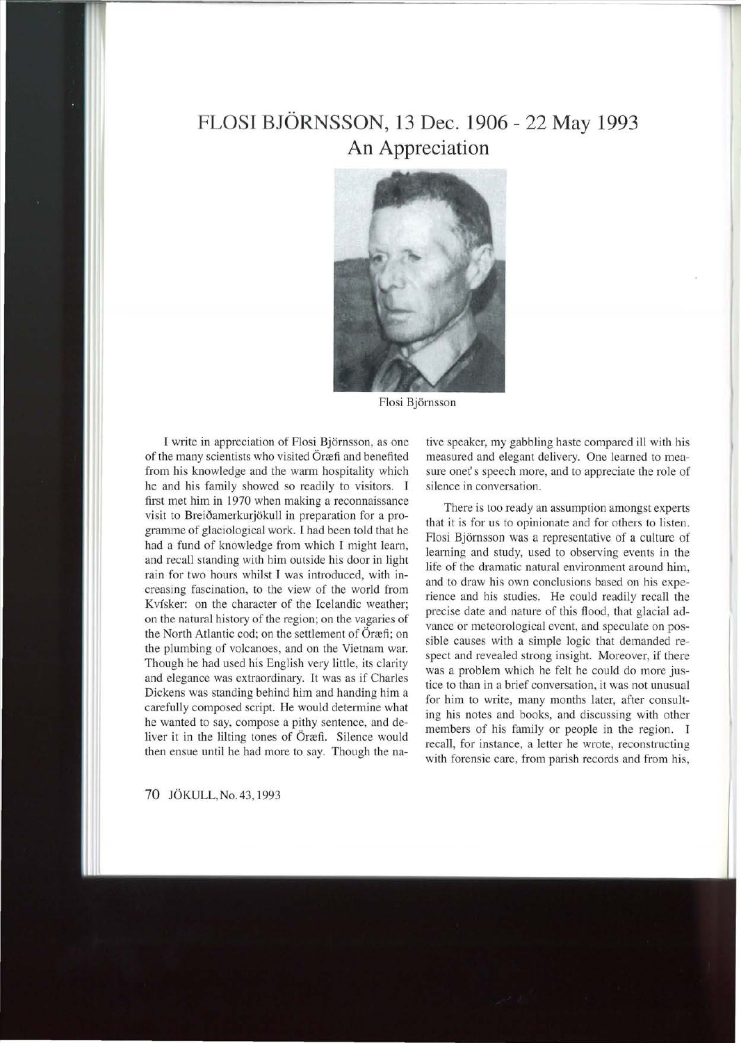# FLOSI BJÖRNSSON, 13 Dec. 1906 - 22 May 1993
## An Appreciation

Flosi Björnsson

I write in appreciation of Flosi Björnsson, as one of the many scientists who visited Öræfi and benefited from his knowledge and the warm hospitality which he and his family showed so readily to visitors. I first met him in 1970 when making a reconnaissance visit to Breiðamerkurjökull in preparation for a programme of glaciological work. I had been told that he had a fund of knowledge from which I might learn, and recall standing with him outside his door in light rain for two hours whilst I was introduced, with increasing fascination, to the view of the world from Kvísker: on the character of the Icelandic weather; on the natural history of the region; on the vagaries of the North Atlantic cod; on the settlement of Öræfi; on the plumbing of volcanoes, and on the Vietnam war. Though he had used his English very little, its clarity and elegance was extraordinary. It was as if Charles Dickens was standing behind him and handing him a carefully composed script. He would determine what he wanted to say, compose a pithy sentence, and deliver it in the lilting tones of Öræfi. Silence would then ensue until he had more to say. Though the native speaker, my gabbling haste compared ill with his measured and elegant delivery. One learned to measure onet's speech more, and to appreciate the role of silence in conversation.

There is too ready an assumption amongst experts that it is for us to opinionate and for others to listen. Flosi Björnsson was a representative of a culture of learning and study, used to observing events in the life of the dramatic natural environment around him, and to draw his own conclusions based on his experience and his studies. He could readily recall the precise date and nature of this flood, that glacial advance or meteorological event, and speculate on possible causes with a simple logic that demanded respect and revealed strong insight. Moreover, if there was a problem which he felt he could do more justice to than in a brief conversation, it was not unusual for him to write, many months later, after consulting his notes and books, and discussing with other members of his family or people in the region. I recall, for instance, a letter he wrote, reconstructing with forensic care, from parish records and from his,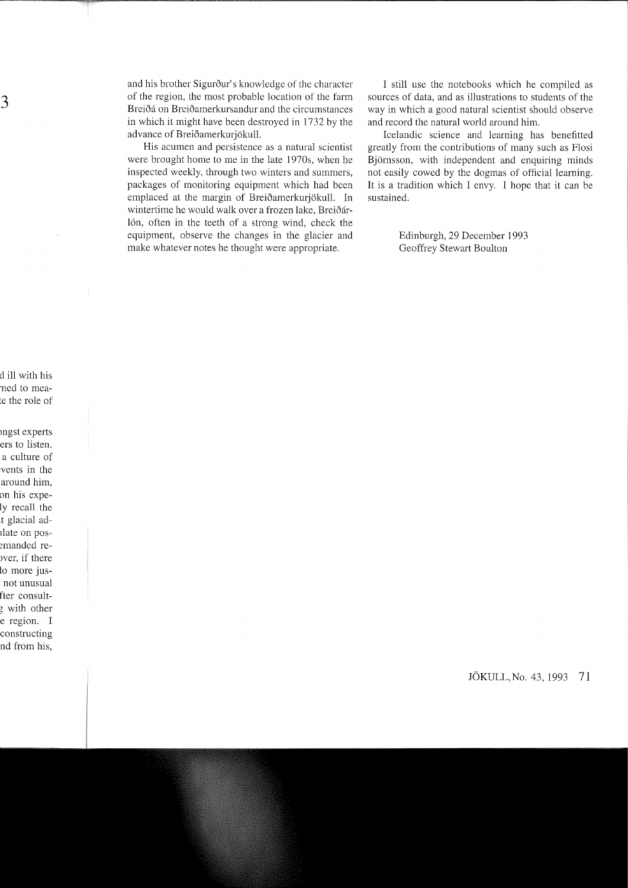and his brother Sigurður's knowledge of the character of the region, the most probable location of the farm Breiðá on Breiðamerkursandur and the circumstances in which it might have been destroyed in 1732 by the advance of Breiðamerkurjökull.

His acumen and persistence as a natural scientist were brought home to me in the late 1970s, when he inspected weekly, through two winters and summers, packages of monitoring equipment which had been emplaced at the margin of Breiðamerkurjökull. In wintertime he would walk over a frozen lake, Breiðárlón, often in the teeth of a strong wind, check the equipment, observe the changes in the glacier and make whatever notes he thought were appropriate.

I still use the notebooks which he compiled as sources of data, and as illustrations to students of the way in which a good natural scientist should observe and record the natural world around him.

Icelandic science and learning has benefitted greatly from the contributions of many such as Flosi Björnsson, with independent and enquiring minds not easily cowed by the dogmas of official learning. It is a tradition which I envy. I hope that it can be sustained.

Edinburgh, 29 December 1993
Geoffrey Stewart Boulton